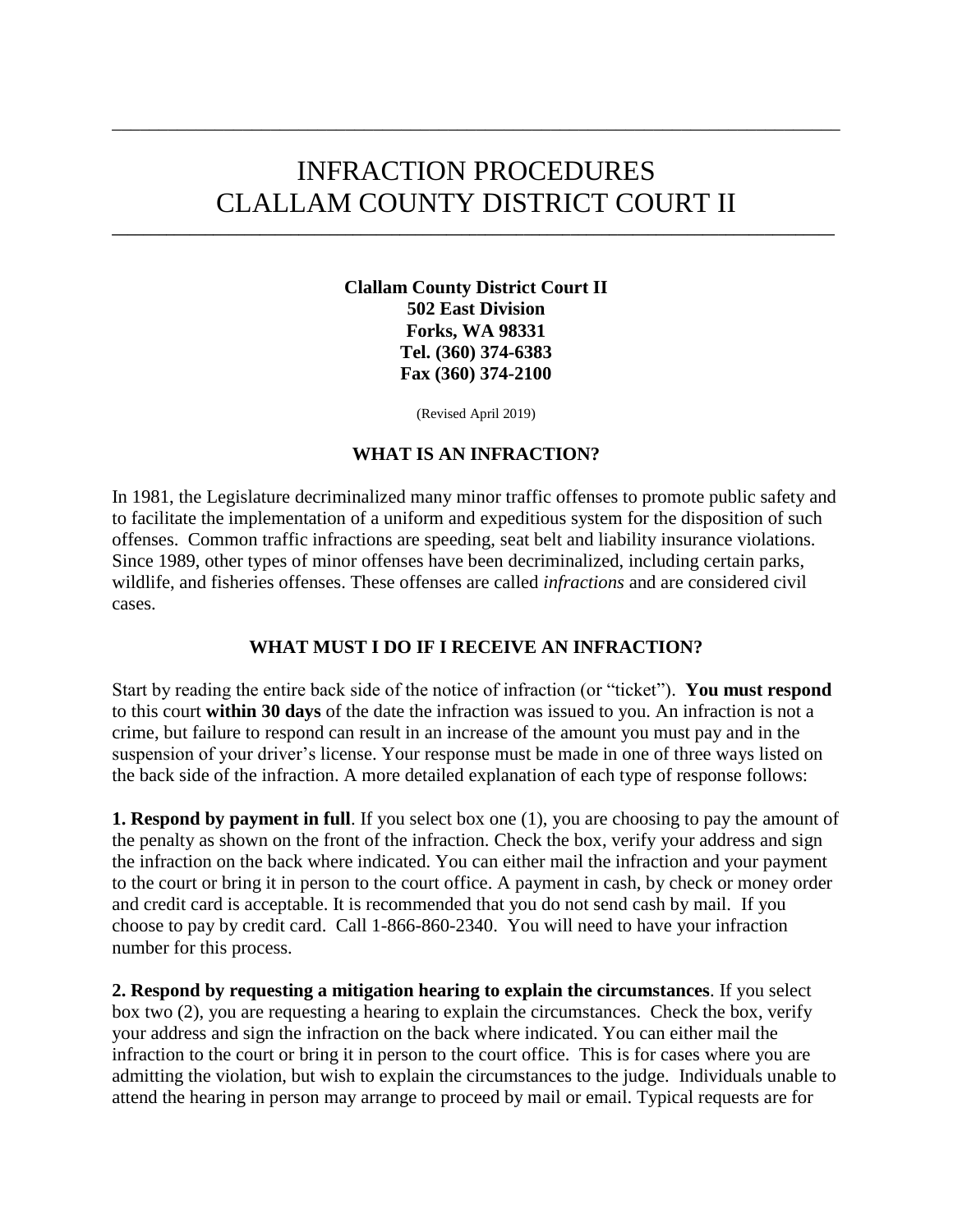# INFRACTION PROCEDURES
# CLALLAM COUNTY DISTRICT COURT II

**Clallam County District Court II**
**502 East Division**
**Forks, WA 98331**
**Tel. (360) 374-6383**
**Fax (360) 374-2100**

(Revised April 2019)

## WHAT IS AN INFRACTION?

In 1981, the Legislature decriminalized many minor traffic offenses to promote public safety and to facilitate the implementation of a uniform and expeditious system for the disposition of such offenses. Common traffic infractions are speeding, seat belt and liability insurance violations. Since 1989, other types of minor offenses have been decriminalized, including certain parks, wildlife, and fisheries offenses. These offenses are called *infractions* and are considered civil cases.

## WHAT MUST I DO IF I RECEIVE AN INFRACTION?

Start by reading the entire back side of the notice of infraction (or "ticket"). **You must respond** to this court **within 30 days** of the date the infraction was issued to you. An infraction is not a crime, but failure to respond can result in an increase of the amount you must pay and in the suspension of your driver's license. Your response must be made in one of three ways listed on the back side of the infraction. A more detailed explanation of each type of response follows:

**1. Respond by payment in full**. If you select box one (1), you are choosing to pay the amount of the penalty as shown on the front of the infraction. Check the box, verify your address and sign the infraction on the back where indicated. You can either mail the infraction and your payment to the court or bring it in person to the court office. A payment in cash, by check or money order and credit card is acceptable. It is recommended that you do not send cash by mail. If you choose to pay by credit card. Call 1-866-860-2340. You will need to have your infraction number for this process.

**2. Respond by requesting a mitigation hearing to explain the circumstances**. If you select box two (2), you are requesting a hearing to explain the circumstances. Check the box, verify your address and sign the infraction on the back where indicated. You can either mail the infraction to the court or bring it in person to the court office. This is for cases where you are admitting the violation, but wish to explain the circumstances to the judge. Individuals unable to attend the hearing in person may arrange to proceed by mail or email. Typical requests are for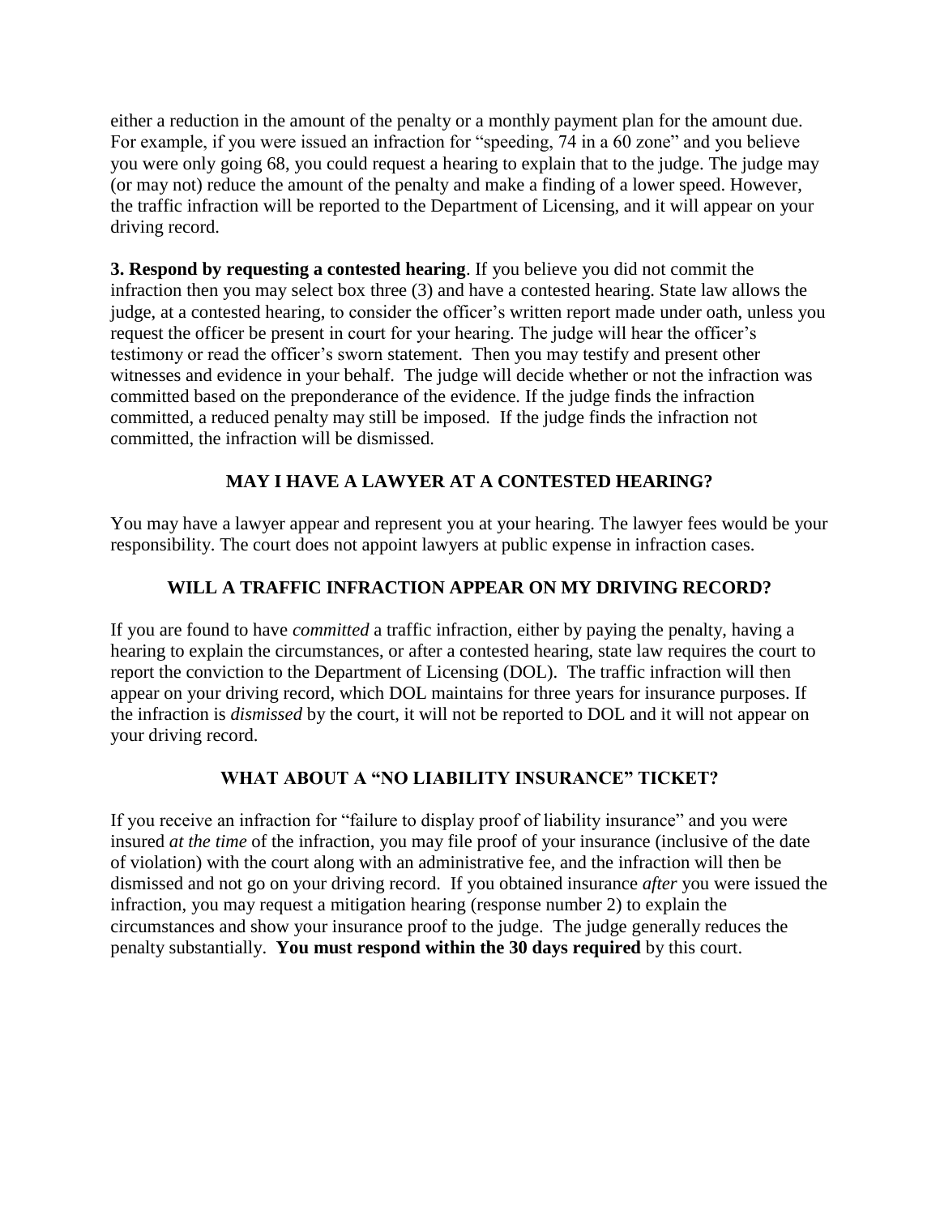either a reduction in the amount of the penalty or a monthly payment plan for the amount due. For example, if you were issued an infraction for "speeding, 74 in a 60 zone" and you believe you were only going 68, you could request a hearing to explain that to the judge. The judge may (or may not) reduce the amount of the penalty and make a finding of a lower speed. However, the traffic infraction will be reported to the Department of Licensing, and it will appear on your driving record.

**3. Respond by requesting a contested hearing**. If you believe you did not commit the infraction then you may select box three (3) and have a contested hearing. State law allows the judge, at a contested hearing, to consider the officer's written report made under oath, unless you request the officer be present in court for your hearing. The judge will hear the officer's testimony or read the officer's sworn statement. Then you may testify and present other witnesses and evidence in your behalf. The judge will decide whether or not the infraction was committed based on the preponderance of the evidence. If the judge finds the infraction committed, a reduced penalty may still be imposed. If the judge finds the infraction not committed, the infraction will be dismissed.

## MAY I HAVE A LAWYER AT A CONTESTED HEARING?

You may have a lawyer appear and represent you at your hearing. The lawyer fees would be your responsibility. The court does not appoint lawyers at public expense in infraction cases.

## WILL A TRAFFIC INFRACTION APPEAR ON MY DRIVING RECORD?

If you are found to have *committed* a traffic infraction, either by paying the penalty, having a hearing to explain the circumstances, or after a contested hearing, state law requires the court to report the conviction to the Department of Licensing (DOL). The traffic infraction will then appear on your driving record, which DOL maintains for three years for insurance purposes. If the infraction is *dismissed* by the court, it will not be reported to DOL and it will not appear on your driving record.

## WHAT ABOUT A "NO LIABILITY INSURANCE" TICKET?

If you receive an infraction for "failure to display proof of liability insurance" and you were insured *at the time* of the infraction, you may file proof of your insurance (inclusive of the date of violation) with the court along with an administrative fee, and the infraction will then be dismissed and not go on your driving record. If you obtained insurance *after* you were issued the infraction, you may request a mitigation hearing (response number 2) to explain the circumstances and show your insurance proof to the judge. The judge generally reduces the penalty substantially. **You must respond within the 30 days required** by this court.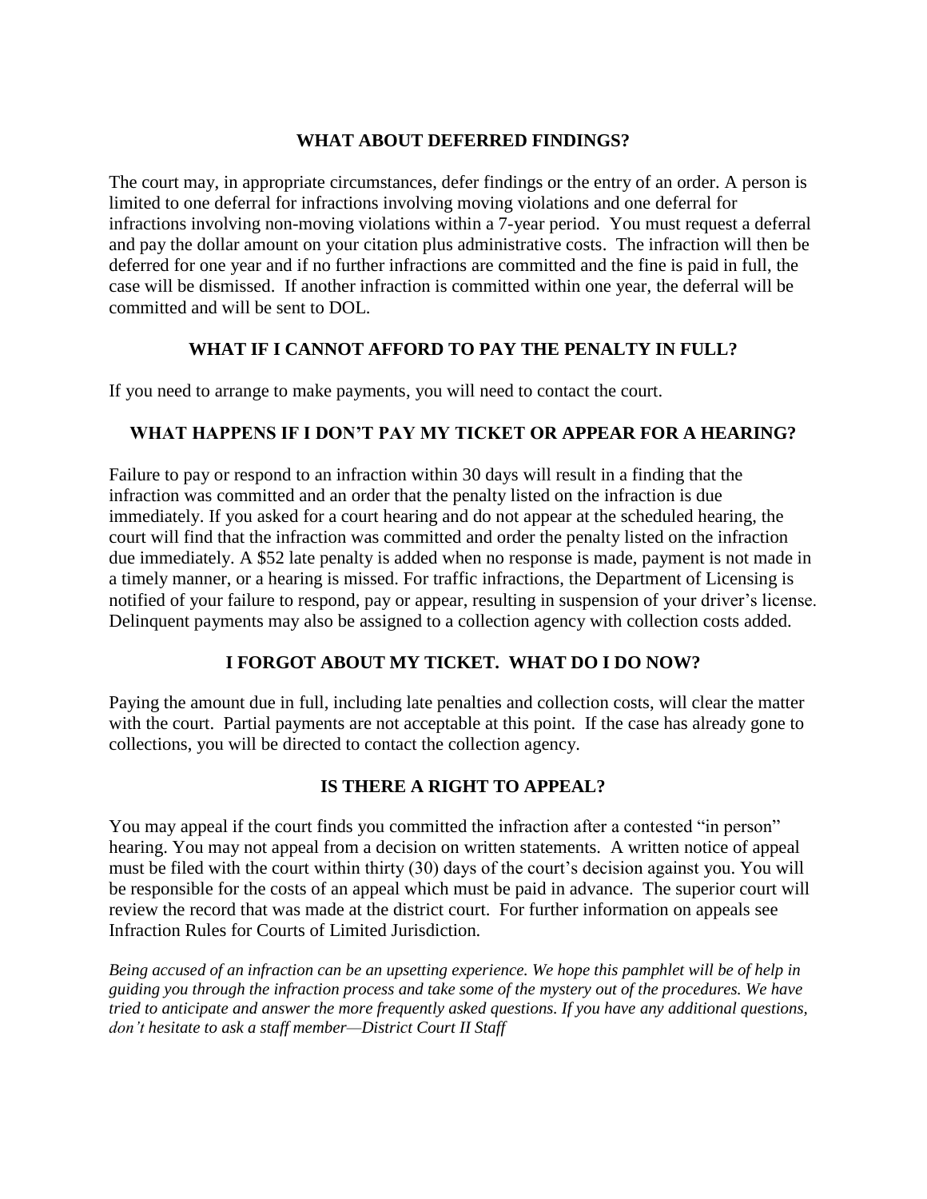## WHAT ABOUT DEFERRED FINDINGS?

The court may, in appropriate circumstances, defer findings or the entry of an order. A person is limited to one deferral for infractions involving moving violations and one deferral for infractions involving non-moving violations within a 7-year period. You must request a deferral and pay the dollar amount on your citation plus administrative costs. The infraction will then be deferred for one year and if no further infractions are committed and the fine is paid in full, the case will be dismissed. If another infraction is committed within one year, the deferral will be committed and will be sent to DOL.

## WHAT IF I CANNOT AFFORD TO PAY THE PENALTY IN FULL?

If you need to arrange to make payments, you will need to contact the court.

## WHAT HAPPENS IF I DON'T PAY MY TICKET OR APPEAR FOR A HEARING?

Failure to pay or respond to an infraction within 30 days will result in a finding that the infraction was committed and an order that the penalty listed on the infraction is due immediately. If you asked for a court hearing and do not appear at the scheduled hearing, the court will find that the infraction was committed and order the penalty listed on the infraction due immediately. A $52 late penalty is added when no response is made, payment is not made in a timely manner, or a hearing is missed. For traffic infractions, the Department of Licensing is notified of your failure to respond, pay or appear, resulting in suspension of your driver's license. Delinquent payments may also be assigned to a collection agency with collection costs added.

## I FORGOT ABOUT MY TICKET. WHAT DO I DO NOW?

Paying the amount due in full, including late penalties and collection costs, will clear the matter with the court. Partial payments are not acceptable at this point. If the case has already gone to collections, you will be directed to contact the collection agency.

## IS THERE A RIGHT TO APPEAL?

You may appeal if the court finds you committed the infraction after a contested "in person" hearing. You may not appeal from a decision on written statements. A written notice of appeal must be filed with the court within thirty (30) days of the court's decision against you. You will be responsible for the costs of an appeal which must be paid in advance. The superior court will review the record that was made at the district court. For further information on appeals see Infraction Rules for Courts of Limited Jurisdiction.

*Being accused of an infraction can be an upsetting experience. We hope this pamphlet will be of help in guiding you through the infraction process and take some of the mystery out of the procedures. We have tried to anticipate and answer the more frequently asked questions. If you have any additional questions, don't hesitate to ask a staff member—District Court II Staff*